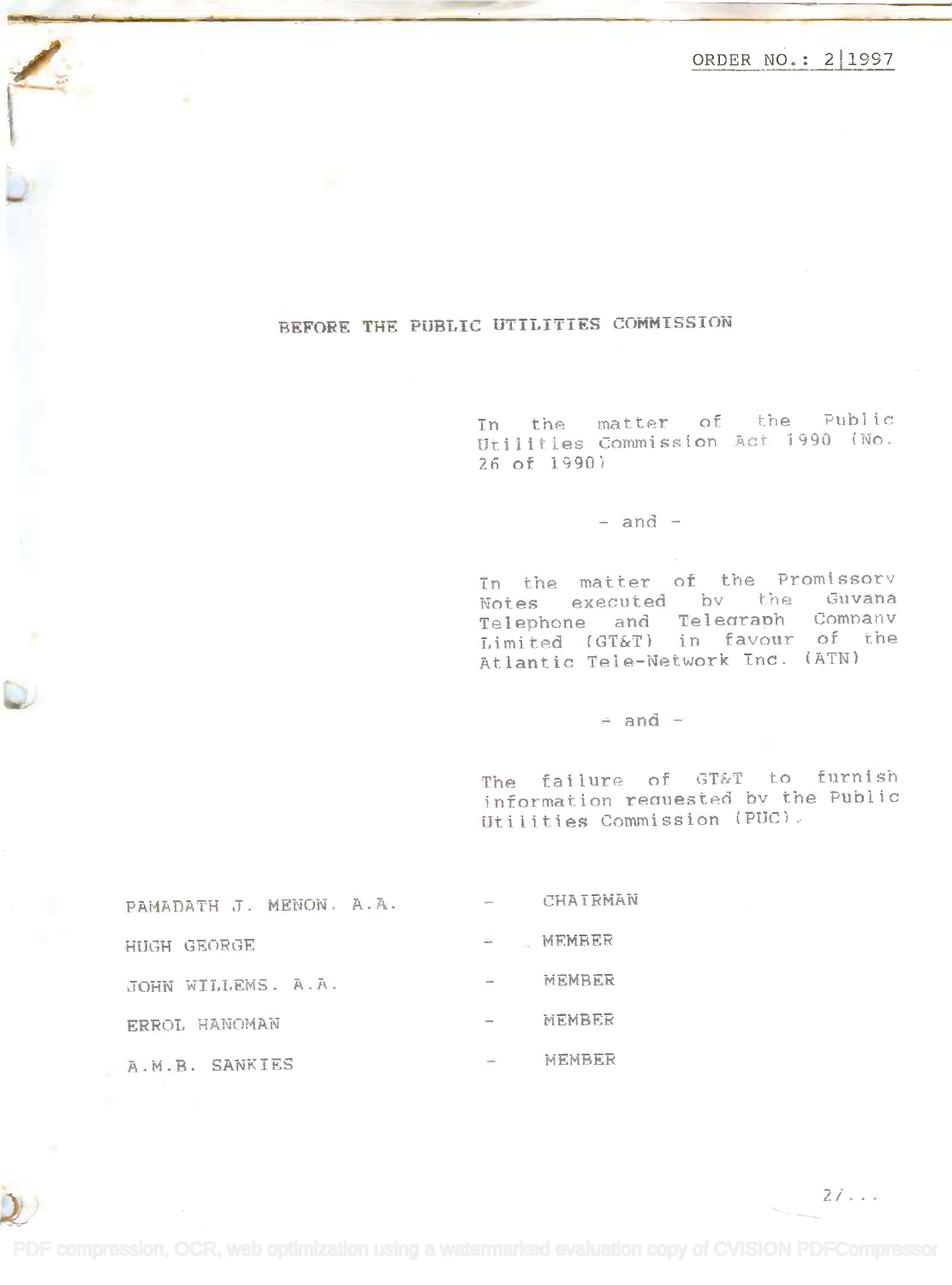ORDER NO.: 2|1997

# BEFORE THE PUBLIC UTILITIES COMMISSION

In the matter of the Public Utilities Commission Act 1990 (No. 26 of 1990)

\- and -

In the matter of the Promissory Notes executed by the Guyana Telephone and Telegraph Company Limited (GT&T) in favour of the Atlantic Tele-Network Inc. (ATN)

\- and -

The failure of GT&T to furnish information requested by the Public Utilities Commission (PUC).

| | | |
|---|---|---|
| PAMADATH J. MENON, A.A. | - | CHAIRMAN |
| HUGH GEORGE | - | MEMBER |
| JOHN WILLEMS, A.A. | - | MEMBER |
| ERROL HANOMAN | - | MEMBER |
| A.M.B. SANKIES | - | MEMBER |

2/...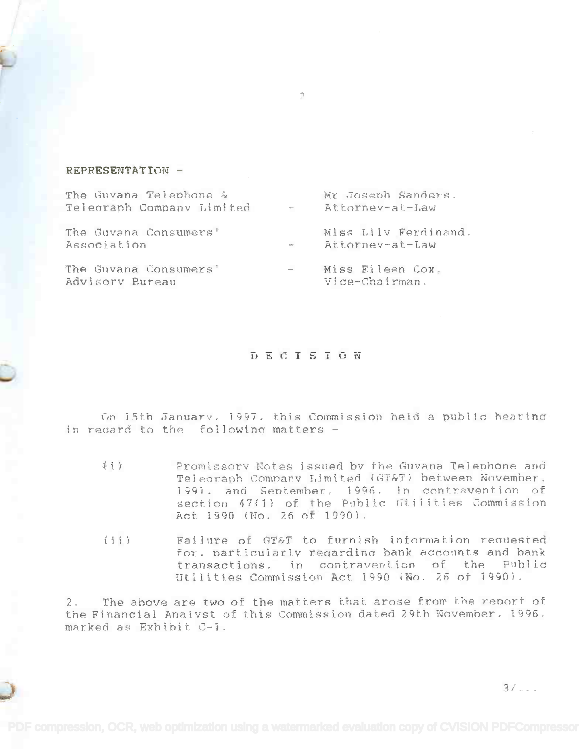**REPRESENTATION -**

| | | |
|---|---|---|
| The Guyana Telephone & Telegraph Company Limited | - | Mr Joseph Sanders, Attorney-at-Law |
| The Guyana Consumers' Association | - | Miss Lily Ferdinand, Attorney-at-Law |
| The Guyana Consumers' Advisory Bureau | - | Miss Eileen Cox, Vice-Chairman. |

## D E C I S I O N

On 15th January, 1997, this Commission held a public hearing in regard to the following matters -

(i) Promissory Notes issued by the Guyana Telephone and Telegraph Company Limited (GT&T) between November, 1991, and September, 1996, in contravention of section 47(1) of the Public Utilities Commission Act 1990 (No. 26 of 1990).

(ii) Failure of GT&T to furnish information requested for, particularly regarding bank accounts and bank transactions, in contravention of the Public Utilities Commission Act 1990 (No. 26 of 1990).

2. The above are two of the matters that arose from the report of the Financial Analyst of this Commission dated 29th November, 1996, marked as Exhibit C-1.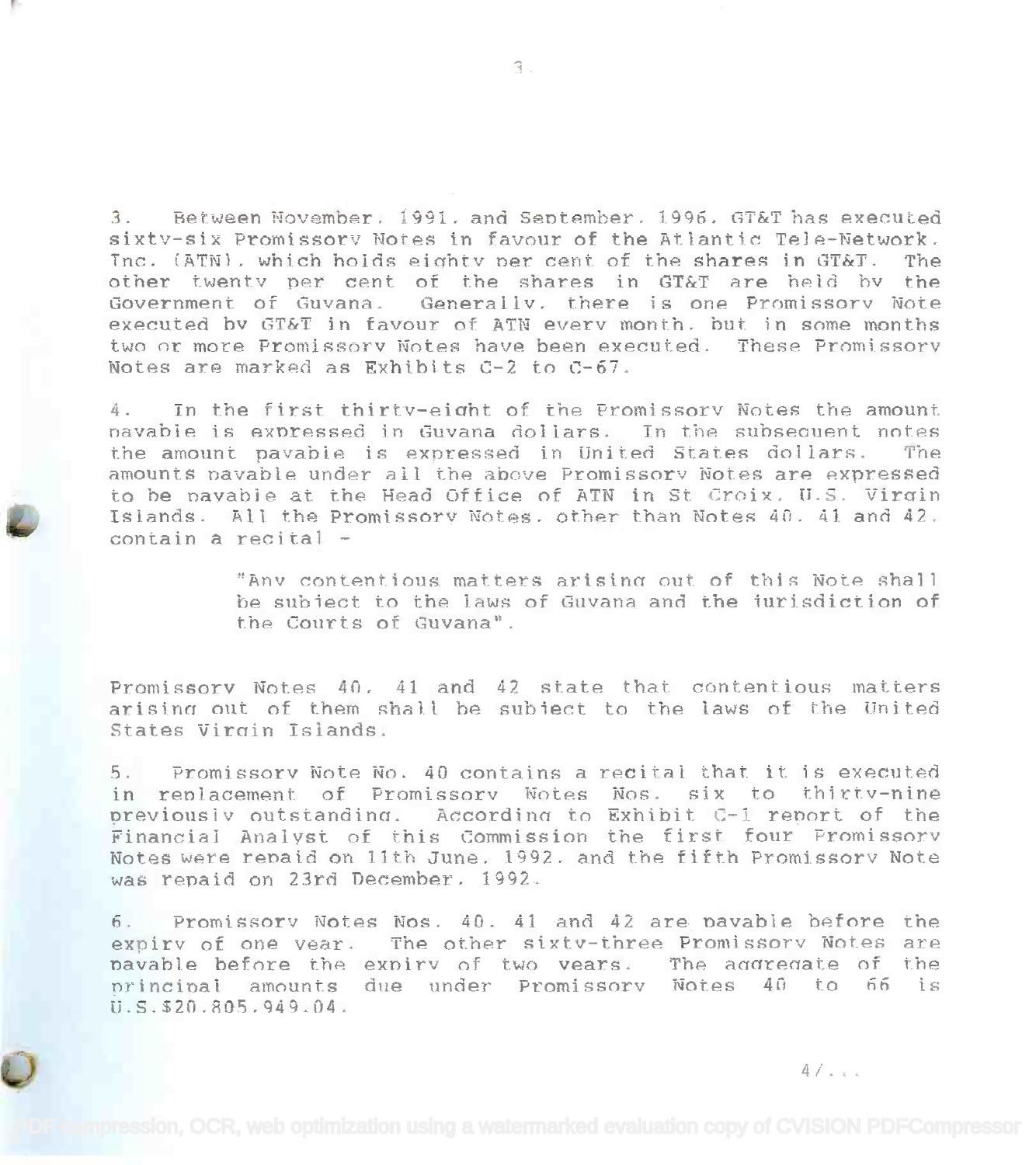3. Between November, 1991, and September, 1996, GT&T has executed sixty-six Promissory Notes in favour of the Atlantic Tele-Network, Inc. (ATN), which holds eighty per cent of the shares in GT&T. The other twenty per cent of the shares in GT&T are held by the Government of Guyana. Generally, there is one Promissory Note executed by GT&T in favour of ATN every month, but in some months two or more Promissory Notes have been executed. These Promissory Notes are marked as Exhibits C-2 to C-67.

4. In the first thirty-eight of the Promissory Notes the amount payable is expressed in Guyana dollars. In the subsequent notes the amount payable is expressed in United States dollars. The amounts payable under all the above Promissory Notes are expressed to be payable at the Head Office of ATN in St Croix, U.S. Virgin Islands. All the Promissory Notes, other than Notes 40, 41 and 42, contain a recital -

> "Any contentious matters arising out of this Note shall be subject to the laws of Guyana and the jurisdiction of the Courts of Guyana".

Promissory Notes 40, 41 and 42 state that contentious matters arising out of them shall be subject to the laws of the United States Virgin Islands.

5. Promissory Note No. 40 contains a recital that it is executed in replacement of Promissory Notes Nos. six to thirty-nine previously outstanding. According to Exhibit C-1 report of the Financial Analyst of this Commission the first four Promissory Notes were repaid on 11th June, 1992, and the fifth Promissory Note was repaid on 23rd December, 1992.

6. Promissory Notes Nos. 40, 41 and 42 are payable before the expiry of one year. The other sixty-three Promissory Notes are payable before the expiry of two years. The aggregate of the principal amounts due under Promissory Notes 40 to 66 is U.S.$20,805,949.04.

4/...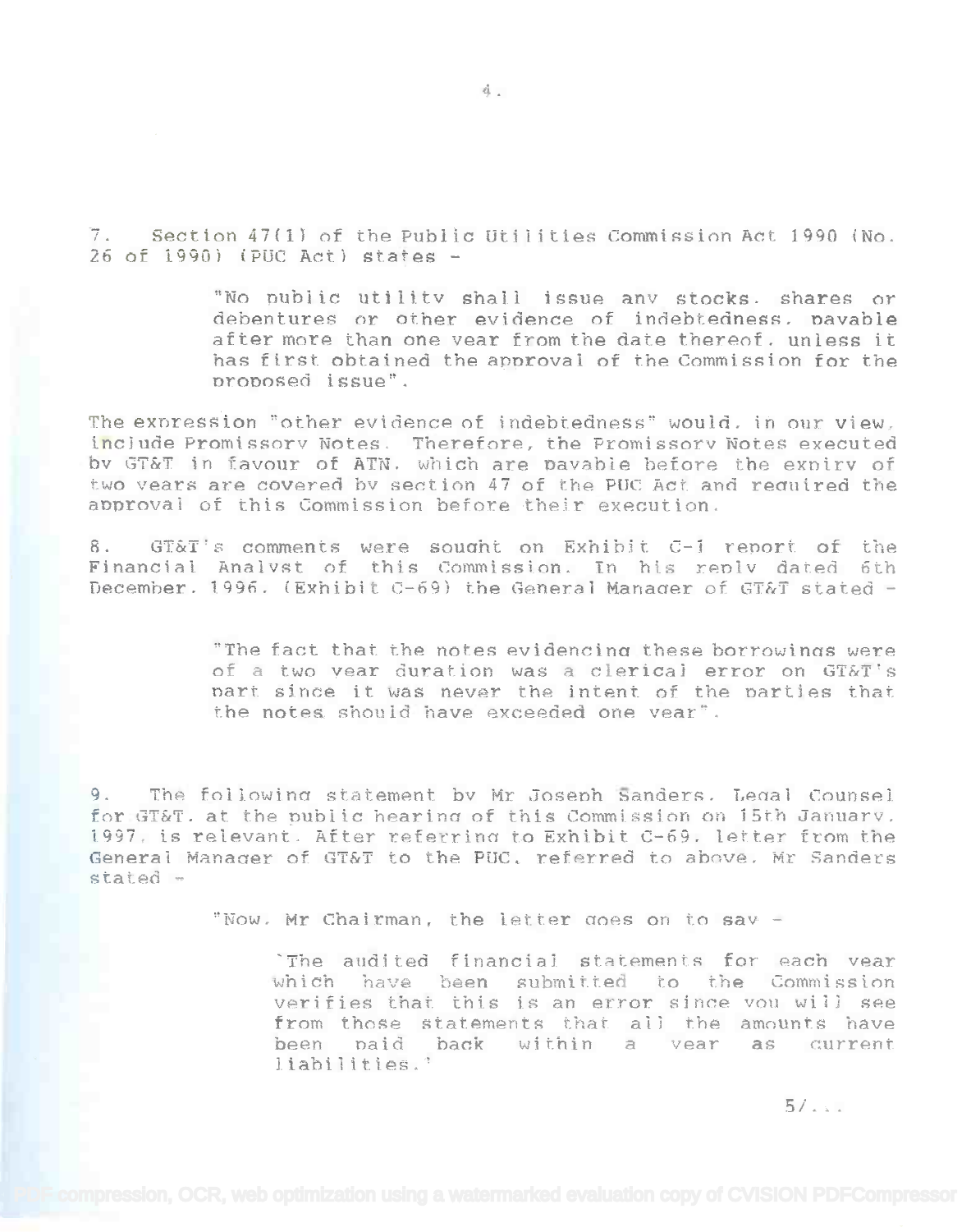7. Section 47(1) of the Public Utilities Commission Act 1990 (No. 26 of 1990) (PUC Act) states -

> "No public utility shall issue any stocks, shares or debentures or other evidence of indebtedness, payable after more than one year from the date thereof, unless it has first obtained the approval of the Commission for the proposed issue".

The expression "other evidence of indebtedness" would, in our view, include Promissory Notes. Therefore, the Promissory Notes executed by GT&T in favour of ATN, which are payable before the expiry of two years are covered by section 47 of the PUC Act and required the approval of this Commission before their execution.

8. GT&T's comments were sought on Exhibit C-1 report of the Financial Analyst of this Commission. In his reply dated 6th December, 1996, (Exhibit C-69) the General Manager of GT&T stated -

> "The fact that the notes evidencing these borrowings were of a two year duration was a clerical error on GT&T's part since it was never the intent of the parties that the notes should have exceeded one year".

9. The following statement by Mr Joseph Sanders, Legal Counsel for GT&T, at the public hearing of this Commission on 15th January, 1997, is relevant. After referring to Exhibit C-69, letter from the General Manager of GT&T to the PUC, referred to above, Mr Sanders stated -

> "Now, Mr Chairman, the letter goes on to say -
>
> > 'The audited financial statements for each year which have been submitted to the Commission verifies that this is an error since you will see from those statements that all the amounts have been paid back within a year as current liabilities.'

5/...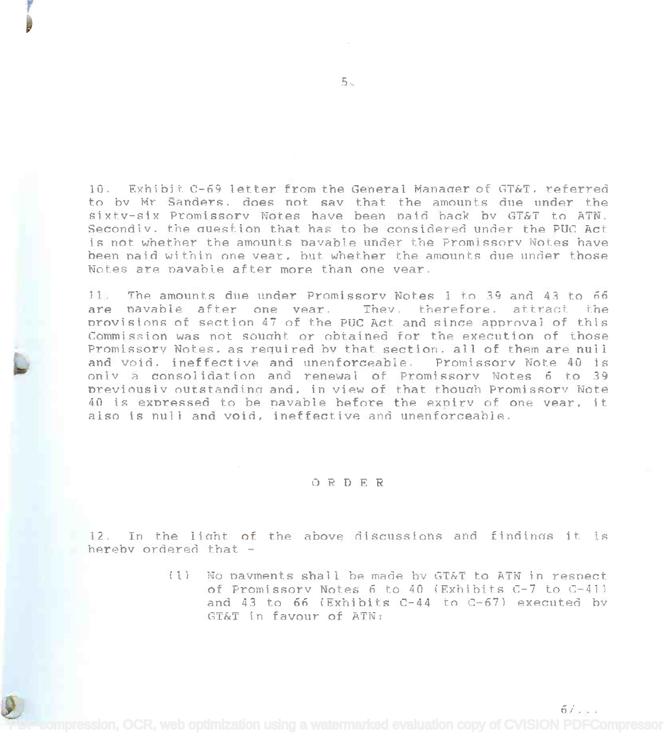10. Exhibit C-69 letter from the General Manager of GT&T, referred to by Mr Sanders, does not say that the amounts due under the sixty-six Promissory Notes have been paid back by GT&T to ATN. Secondly, the question that has to be considered under the PUC Act is not whether the amounts payable under the Promissory Notes have been paid within one year, but whether the amounts due under those Notes are payable after more than one year.

11. The amounts due under Promissory Notes 1 to 39 and 43 to 66 are payable after one year. They, therefore, attract the provisions of section 47 of the PUC Act and since approval of this Commission was not sought or obtained for the execution of those Promissory Notes, as required by that section, all of them are null and void, ineffective and unenforceable. Promissory Note 40 is only a consolidation and renewal of Promissory Notes 6 to 39 previously outstanding and, in view of that though Promissory Note 40 is expressed to be payable before the expiry of one year, it also is null and void, ineffective and unenforceable.

## O R D E R

12. In the light of the above discussions and findings it is hereby ordered that -

(1) No payments shall be made by GT&T to ATN in respect of Promissory Notes 6 to 40 (Exhibits C-7 to C-41) and 43 to 66 (Exhibits C-44 to C-67) executed by GT&T in favour of ATN;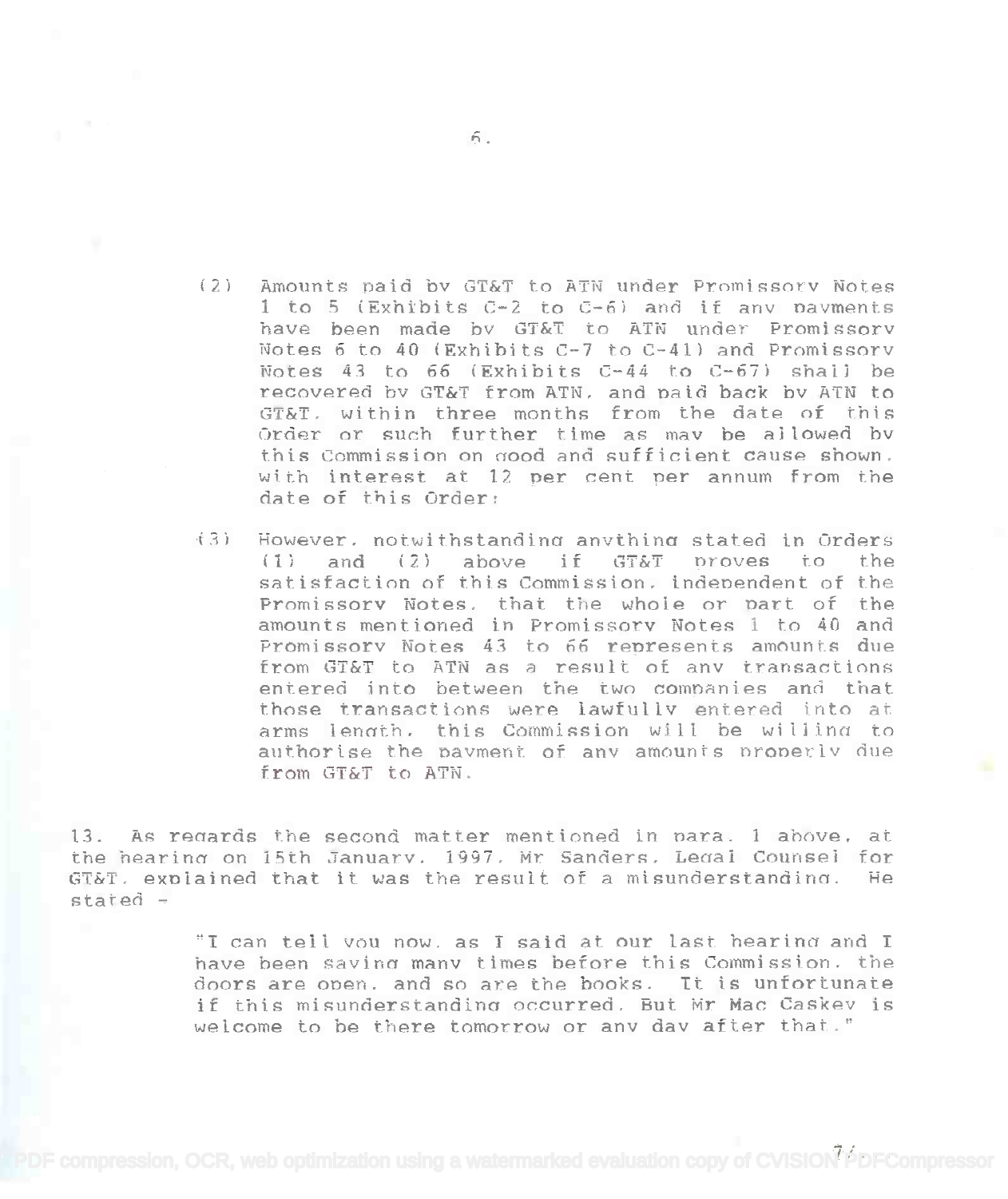(2) Amounts paid by GT&T to ATN under Promissory Notes 1 to 5 (Exhibits C-2 to C-6) and if any payments have been made by GT&T to ATN under Promissory Notes 6 to 40 (Exhibits C-7 to C-41) and Promissory Notes 43 to 66 (Exhibits C-44 to C-67) shall be recovered by GT&T from ATN, and paid back by ATN to GT&T, within three months from the date of this Order or such further time as may be allowed by this Commission on good and sufficient cause shown, with interest at 12 per cent per annum from the date of this Order;

(3) However, notwithstanding anything stated in Orders (1) and (2) above if GT&T proves to the satisfaction of this Commission, independent of the Promissory Notes, that the whole or part of the amounts mentioned in Promissory Notes 1 to 40 and Promissory Notes 43 to 66 represents amounts due from GT&T to ATN as a result of any transactions entered into between the two companies and that those transactions were lawfully entered into at arms length, this Commission will be willing to authorise the payment of any amounts properly due from GT&T to ATN.

13. As regards the second matter mentioned in para. 1 above, at the hearing on 15th January, 1997, Mr Sanders, Legal Counsel for GT&T, explained that it was the result of a misunderstanding. He stated -

> "I can tell you now, as I said at our last hearing and I have been saying many times before this Commission, the doors are open, and so are the books. It is unfortunate if this misunderstanding occurred. But Mr Mac Caskey is welcome to be there tomorrow or any day after that."

7/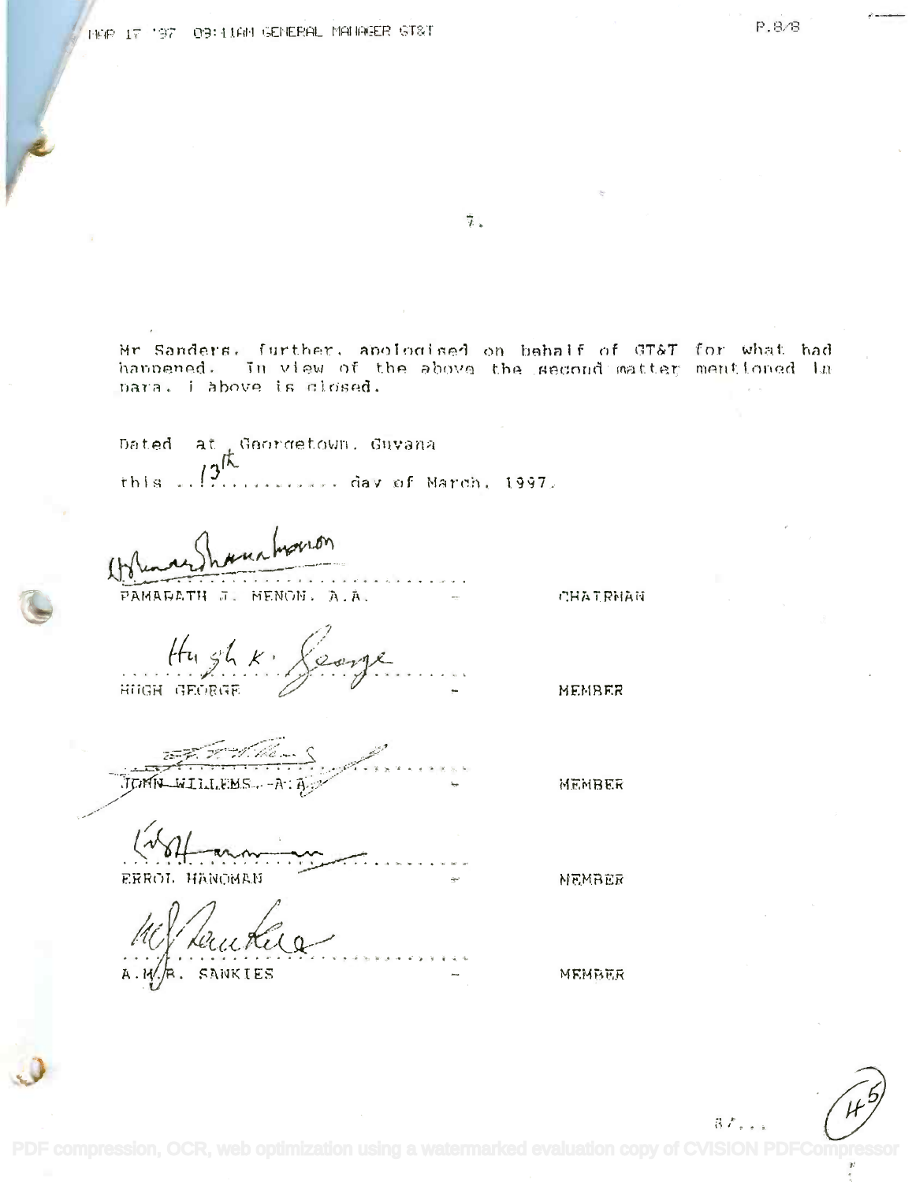Mr Sanders, further, apologised on behalf of GT&T for what had happened. In view of the above the second matter mentioned in para. i above is closed.

Dated at Georgetown, Guyana

this ..13th.......... day of March, 1997.

...............................

RAMARATH J. MENON, A.A. - CHAIRMAN

...............................

HUGH GEORGE - MEMBER

...............................

JOHN WILLEMS, A.A. - MEMBER

...............................

ERROL HANOMAN - MEMBER

...............................

A.M.B. SANKIES - MEMBER

8/...